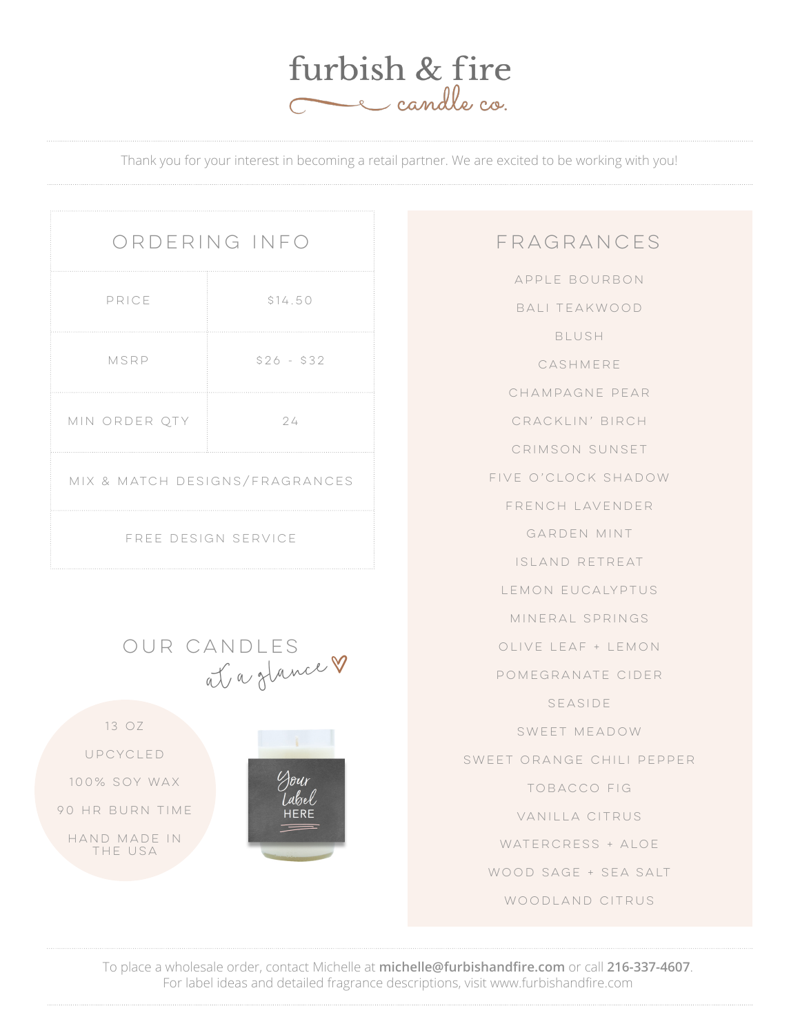# furbish & fire
candle co.

Thank you for your interest in becoming a retail partner. We are excited to be working with you!

## ORDERING INFO

| PRICE | $14.50 |
| --- | --- |
| MSRP | $26 - $32 |
| MIN ORDER QTY | 24 |
| MIX & MATCH DESIGNS/FRAGRANCES | |
| FREE DESIGN SERVICE | |

## OUR CANDLES
*at a glance*

- 13 OZ
- UPCYCLED
- 100% SOY WAX
- 90 HR BURN TIME
- HAND MADE IN THE USA

Your Label HERE

## FRAGRANCES

- APPLE BOURBON
- BALI TEAKWOOD
- BLUSH
- CASHMERE
- CHAMPAGNE PEAR
- CRACKLIN' BIRCH
- CRIMSON SUNSET
- FIVE O'CLOCK SHADOW
- FRENCH LAVENDER
- GARDEN MINT
- ISLAND RETREAT
- LEMON EUCALYPTUS
- MINERAL SPRINGS
- OLIVE LEAF + LEMON
- POMEGRANATE CIDER
- SEASIDE
- SWEET MEADOW
- SWEET ORANGE CHILI PEPPER
- TOBACCO FIG
- VANILLA CITRUS
- WATERCRESS + ALOE
- WOOD SAGE + SEA SALT
- WOODLAND CITRUS

To place a wholesale order, contact Michelle at **michelle@furbishandfire.com** or call **216-337-4607**.
For label ideas and detailed fragrance descriptions, visit www.furbishandfire.com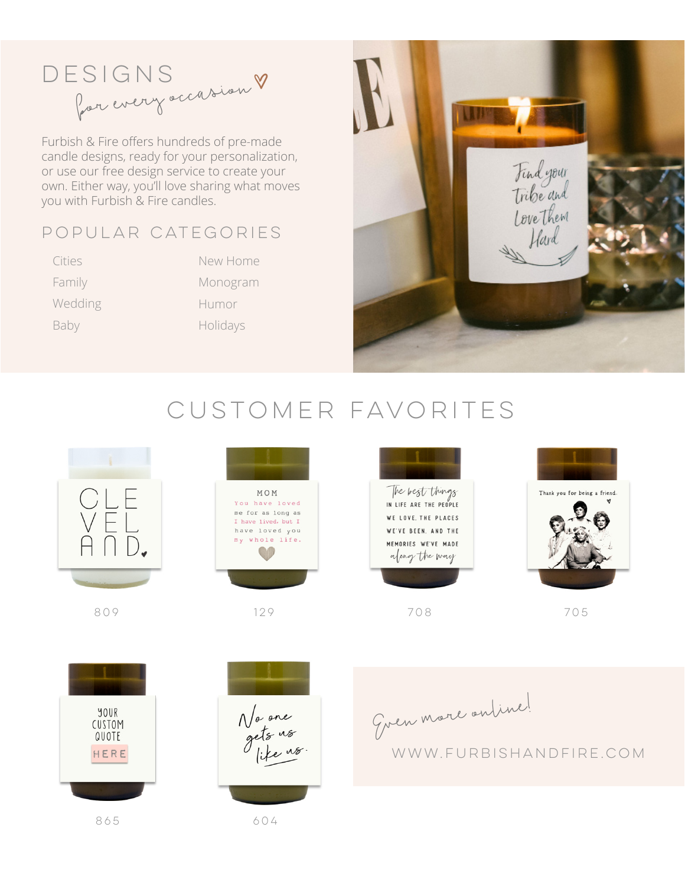# DESIGNS

*for every occasion*

Furbish & Fire offers hundreds of pre-made candle designs, ready for your personalization, or use our free design service to create your own. Either way, you'll love sharing what moves you with Furbish & Fire candles.

## POPULAR CATEGORIES

- Cities
- Family
- Wedding
- Baby
- New Home
- Monogram
- Humor
- Holidays

## CUSTOMER FAVORITES

809

129

708

705

865

604

*Even more online!*

WWW.FURBISHANDFIRE.COM